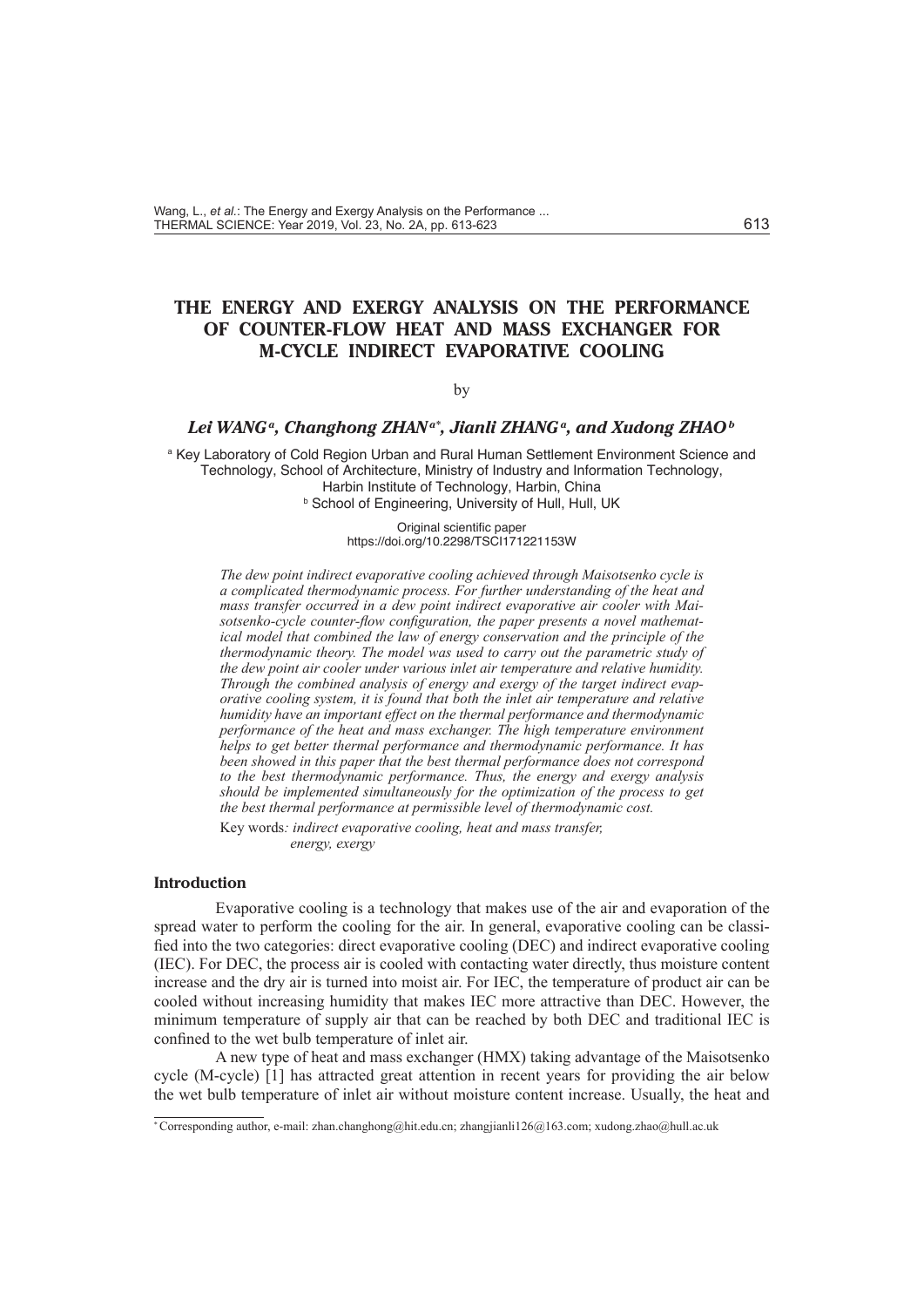# THE ENERGY AND EXERGY ANALYSIS ON THE PERFORMANCE OF COUNTER-FLOW HEAT AND MASS EXCHANGER FOR M-CYCLE INDIRECT EVAPORATIVE COOLING

by

***Lei WANG[a], Changhong ZHAN[a*], Jianli ZHANG[a], and Xudong ZHAO[b]***

[a] Key Laboratory of Cold Region Urban and Rural Human Settlement Environment Science and Technology, School of Architecture, Ministry of Industry and Information Technology, Harbin Institute of Technology, Harbin, China

[b] School of Engineering, University of Hull, Hull, UK

Original scientific paper
https://doi.org/10.2298/TSCI171221153W

*The dew point indirect evaporative cooling achieved through Maisotsenko cycle is a complicated thermodynamic process. For further understanding of the heat and mass transfer occurred in a dew point indirect evaporative air cooler with Maisotsenko-cycle counter-flow configuration, the paper presents a novel mathematical model that combined the law of energy conservation and the principle of the thermodynamic theory. The model was used to carry out the parametric study of the dew point air cooler under various inlet air temperature and relative humidity. Through the combined analysis of energy and exergy of the target indirect evaporative cooling system, it is found that both the inlet air temperature and relative humidity have an important effect on the thermal performance and thermodynamic performance of the heat and mass exchanger. The high temperature environment helps to get better thermal performance and thermodynamic performance. It has been showed in this paper that the best thermal performance does not correspond to the best thermodynamic performance. Thus, the energy and exergy analysis should be implemented simultaneously for the optimization of the process to get the best thermal performance at permissible level of thermodynamic cost.*

Key words*: indirect evaporative cooling, heat and mass transfer, energy, exergy*

## Introduction

Evaporative cooling is a technology that makes use of the air and evaporation of the spread water to perform the cooling for the air. In general, evaporative cooling can be classified into the two categories: direct evaporative cooling (DEC) and indirect evaporative cooling (IEC). For DEC, the process air is cooled with contacting water directly, thus moisture content increase and the dry air is turned into moist air. For IEC, the temperature of product air can be cooled without increasing humidity that makes IEC more attractive than DEC. However, the minimum temperature of supply air that can be reached by both DEC and traditional IEC is confined to the wet bulb temperature of inlet air.

A new type of heat and mass exchanger (HMX) taking advantage of the Maisotsenko cycle (M-cycle) [1] has attracted great attention in recent years for providing the air below the wet bulb temperature of inlet air without moisture content increase. Usually, the heat and

---

* Corresponding author, e-mail: zhan.changhong@hit.edu.cn; zhangjianli126@163.com; xudong.zhao@hull.ac.uk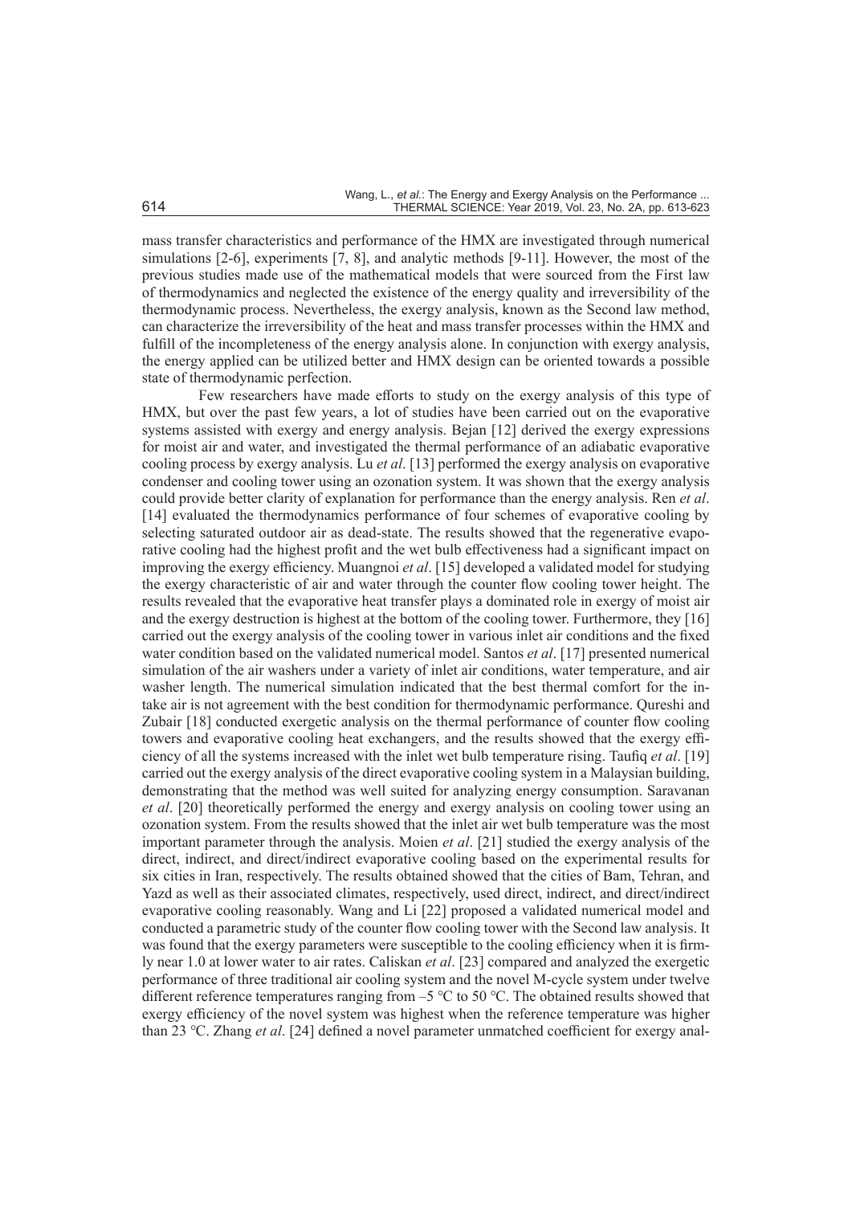mass transfer characteristics and performance of the HMX are investigated through numerical simulations [2-6], experiments [7, 8], and analytic methods [9-11]. However, the most of the previous studies made use of the mathematical models that were sourced from the First law of thermodynamics and neglected the existence of the energy quality and irreversibility of the thermodynamic process. Nevertheless, the exergy analysis, known as the Second law method, can characterize the irreversibility of the heat and mass transfer processes within the HMX and fulfill of the incompleteness of the energy analysis alone. In conjunction with exergy analysis, the energy applied can be utilized better and HMX design can be oriented towards a possible state of thermodynamic perfection.

Few researchers have made efforts to study on the exergy analysis of this type of HMX, but over the past few years, a lot of studies have been carried out on the evaporative systems assisted with exergy and exergy analysis. Bejan [12] derived the exergy expressions for moist air and water, and investigated the thermal performance of an adiabatic evaporative cooling process by exergy analysis. Lu *et al*. [13] performed the exergy analysis on evaporative condenser and cooling tower using an ozonation system. It was shown that the exergy analysis could provide better clarity of explanation for performance than the energy analysis. Ren *et al*. [14] evaluated the thermodynamics performance of four schemes of evaporative cooling by selecting saturated outdoor air as dead-state. The results showed that the regenerative evaporative cooling had the highest profit and the wet bulb effectiveness had a significant impact on improving the exergy efficiency. Muangnoi *et al*. [15] developed a validated model for studying the exergy characteristic of air and water through the counter flow cooling tower height. The results revealed that the evaporative heat transfer plays a dominated role in exergy of moist air and the exergy destruction is highest at the bottom of the cooling tower. Furthermore, they [16] carried out the exergy analysis of the cooling tower in various inlet air conditions and the fixed water condition based on the validated numerical model. Santos *et al*. [17] presented numerical simulation of the air washers under a variety of inlet air conditions, water temperature, and air washer length. The numerical simulation indicated that the best thermal comfort for the intake air is not agreement with the best condition for thermodynamic performance. Qureshi and Zubair [18] conducted exergetic analysis on the thermal performance of counter flow cooling towers and evaporative cooling heat exchangers, and the results showed that the exergy efficiency of all the systems increased with the inlet wet bulb temperature rising. Taufiq *et al*. [19] carried out the exergy analysis of the direct evaporative cooling system in a Malaysian building, demonstrating that the method was well suited for analyzing energy consumption. Saravanan *et al*. [20] theoretically performed the energy and exergy analysis on cooling tower using an ozonation system. From the results showed that the inlet air wet bulb temperature was the most important parameter through the analysis. Moien *et al*. [21] studied the exergy analysis of the direct, indirect, and direct/indirect evaporative cooling based on the experimental results for six cities in Iran, respectively. The results obtained showed that the cities of Bam, Tehran, and Yazd as well as their associated climates, respectively, used direct, indirect, and direct/indirect evaporative cooling reasonably. Wang and Li [22] proposed a validated numerical model and conducted a parametric study of the counter flow cooling tower with the Second law analysis. It was found that the exergy parameters were susceptible to the cooling efficiency when it is firmly near 1.0 at lower water to air rates. Caliskan *et al*. [23] compared and analyzed the exergetic performance of three traditional air cooling system and the novel M-cycle system under twelve different reference temperatures ranging from –5 °C to 50 °C. The obtained results showed that exergy efficiency of the novel system was highest when the reference temperature was higher than 23 °C. Zhang *et al*. [24] defined a novel parameter unmatched coefficient for exergy anal-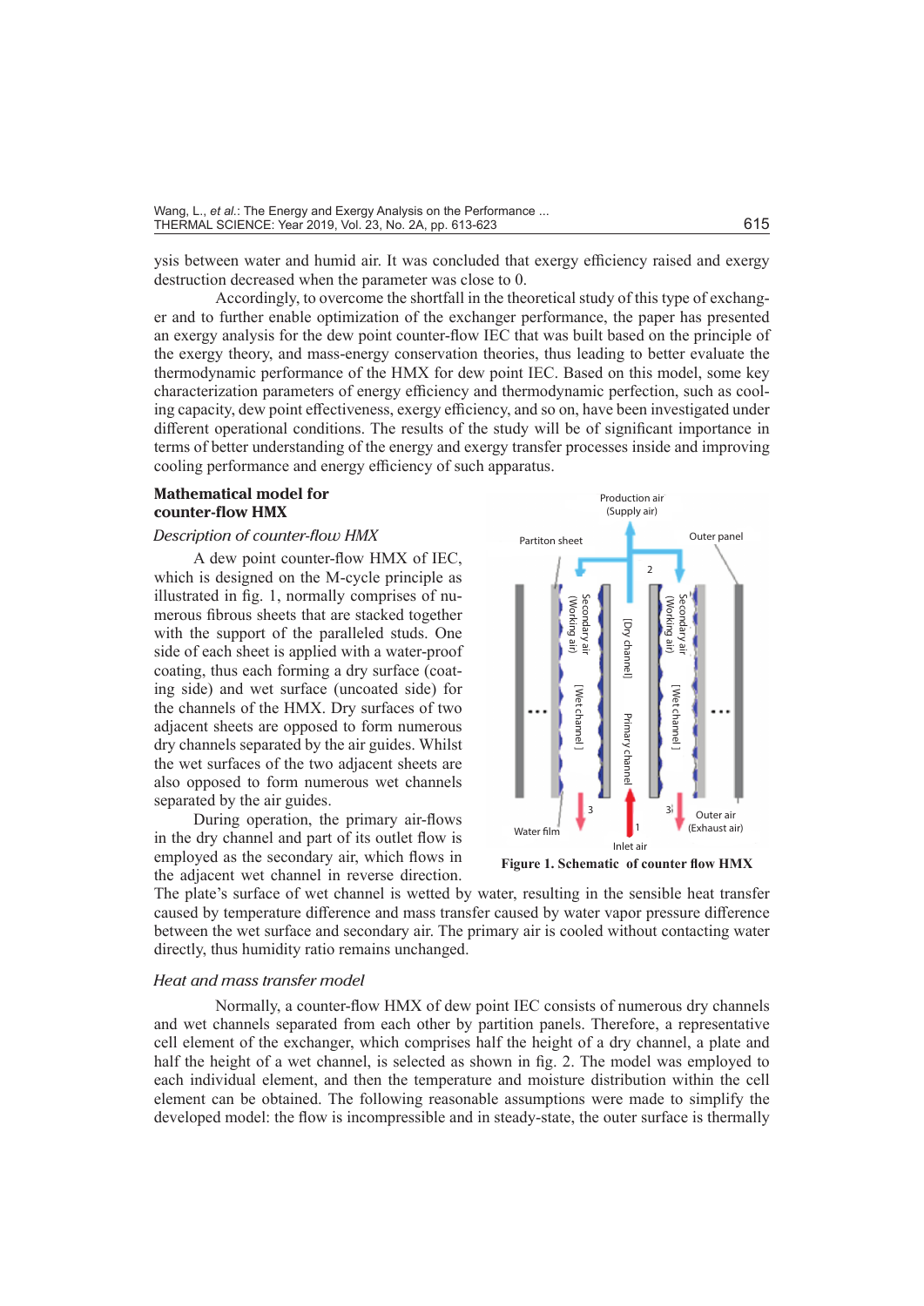ysis between water and humid air. It was concluded that exergy efficiency raised and exergy destruction decreased when the parameter was close to 0.

Accordingly, to overcome the shortfall in the theoretical study of this type of exchanger and to further enable optimization of the exchanger performance, the paper has presented an exergy analysis for the dew point counter-flow IEC that was built based on the principle of the exergy theory, and mass-energy conservation theories, thus leading to better evaluate the thermodynamic performance of the HMX for dew point IEC. Based on this model, some key characterization parameters of energy efficiency and thermodynamic perfection, such as cooling capacity, dew point effectiveness, exergy efficiency, and so on, have been investigated under different operational conditions. The results of the study will be of significant importance in terms of better understanding of the energy and exergy transfer processes inside and improving cooling performance and energy efficiency of such apparatus.

## Mathematical model for counter-flow HMX

### *Description of counter-flow HMX*

A dew point counter-flow HMX of IEC, which is designed on the M-cycle principle as illustrated in fig. 1, normally comprises of numerous fibrous sheets that are stacked together with the support of the paralleled studs. One side of each sheet is applied with a water-proof coating, thus each forming a dry surface (coating side) and wet surface (uncoated side) for the channels of the HMX. Dry surfaces of two adjacent sheets are opposed to form numerous dry channels separated by the air guides. Whilst the wet surfaces of the two adjacent sheets are also opposed to form numerous wet channels separated by the air guides.

During operation, the primary air-flows in the dry channel and part of its outlet flow is employed as the secondary air, which flows in the adjacent wet channel in reverse direction. The plate's surface of wet channel is wetted by water, resulting in the sensible heat transfer caused by temperature difference and mass transfer caused by water vapor pressure difference between the wet surface and secondary air. The primary air is cooled without contacting water directly, thus humidity ratio remains unchanged.

**Figure 1. Schematic of counter flow HMX**

### *Heat and mass transfer model*

Normally, a counter-flow HMX of dew point IEC consists of numerous dry channels and wet channels separated from each other by partition panels. Therefore, a representative cell element of the exchanger, which comprises half the height of a dry channel, a plate and half the height of a wet channel, is selected as shown in fig. 2. The model was employed to each individual element, and then the temperature and moisture distribution within the cell element can be obtained. The following reasonable assumptions were made to simplify the developed model: the flow is incompressible and in steady-state, the outer surface is thermally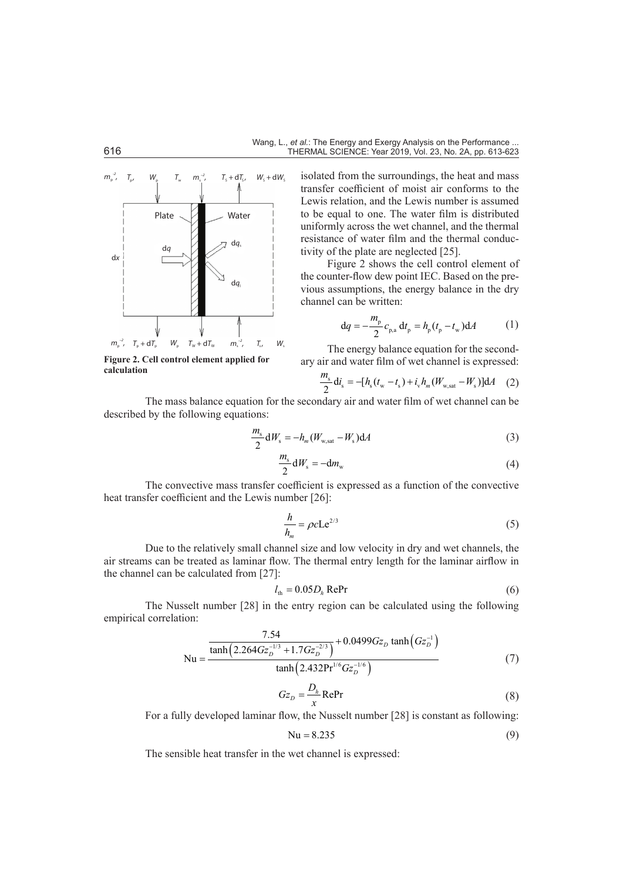isolated from the surroundings, the heat and mass transfer coefficient of moist air conforms to the Lewis relation, and the Lewis number is assumed to be equal to one. The water film is distributed uniformly across the wet channel, and the thermal resistance of water film and the thermal conductivity of the plate are neglected [25].

Figure 2 shows the cell control element of the counter-flow dew point IEC. Based on the previous assumptions, the energy balance in the dry channel can be written:

$$dq = -\frac{m_p}{2} c_{p,a}\, dt_p = h_p (t_p - t_w) dA \tag{1}$$

**Figure 2. Cell control element applied for calculation**

The energy balance equation for the secondary air and water film of wet channel is expressed:

$$\frac{m_s}{2} di_s = -[h_s (t_w - t_s) + i_v h_m (W_{w,sat} - W_s)] dA \tag{2}$$

The mass balance equation for the secondary air and water film of wet channel can be described by the following equations:

$$\frac{m_s}{2} dW_s = -h_m (W_{w,sat} - W_s) dA \tag{3}$$

$$\frac{m_s}{2} dW_s = -dm_w \tag{4}$$

The convective mass transfer coefficient is expressed as a function of the convective heat transfer coefficient and the Lewis number [26]:

$$\frac{h}{h_m} = \rho c \mathrm{Le}^{2/3} \tag{5}$$

Due to the relatively small channel size and low velocity in dry and wet channels, the air streams can be treated as laminar flow. The thermal entry length for the laminar airflow in the channel can be calculated from [27]:

$$l_{th} = 0.05 D_h \, \mathrm{RePr} \tag{6}$$

The Nusselt number [28] in the entry region can be calculated using the following empirical correlation:

$$\mathrm{Nu} = \frac{\dfrac{7.54}{\tanh\left(2.264 Gz_D^{-1/3} + 1.7 Gz_D^{-2/3}\right)} + 0.0499 Gz_D \tanh\left(Gz_D^{-1}\right)}{\tanh\left(2.432 \mathrm{Pr}^{1/6} Gz_D^{-1/6}\right)} \tag{7}$$

$$Gz_D = \frac{D_h}{x} \mathrm{RePr} \tag{8}$$

For a fully developed laminar flow, the Nusselt number [28] is constant as following:

$$\mathrm{Nu} = 8.235 \tag{9}$$

The sensible heat transfer in the wet channel is expressed: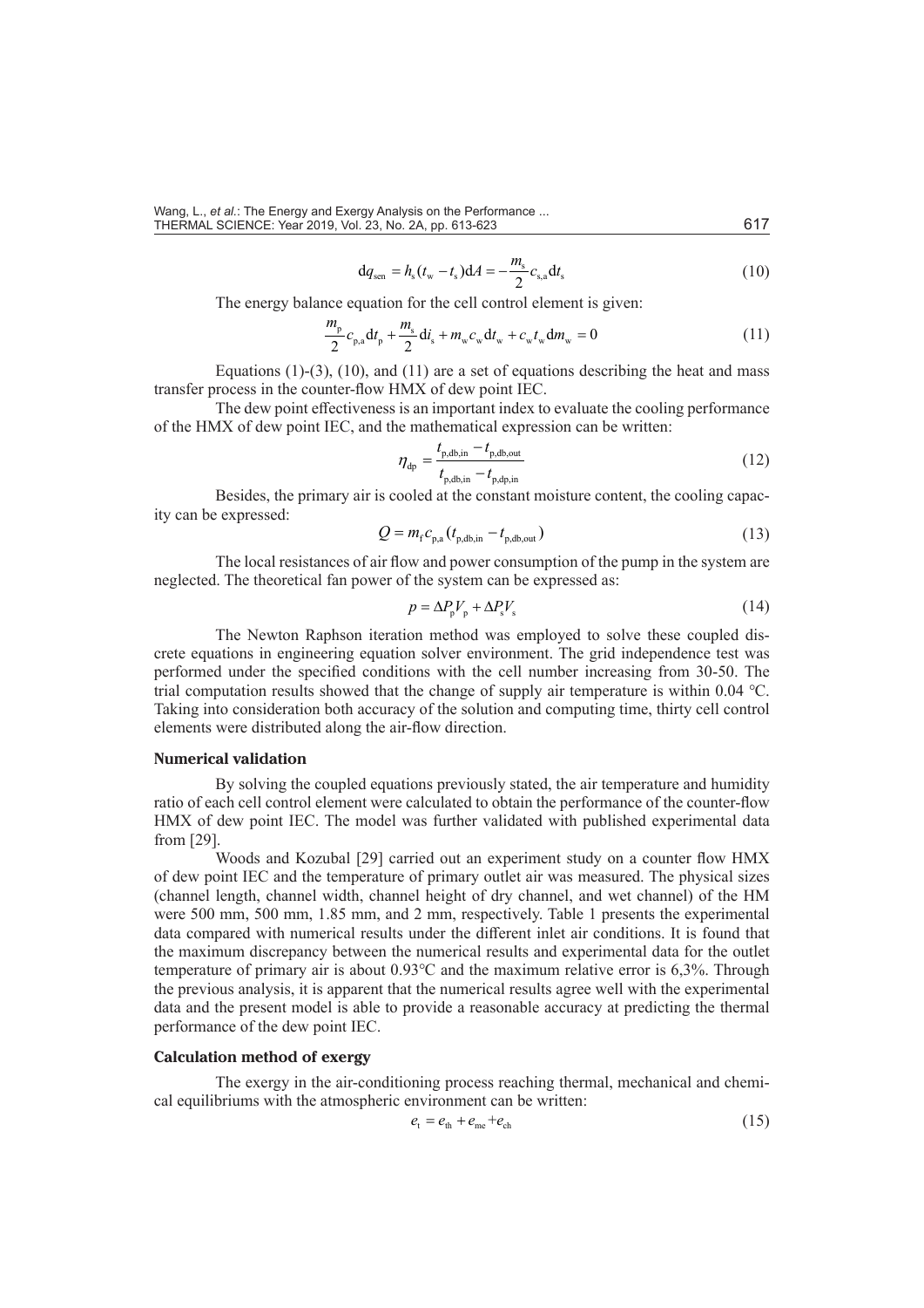$$\mathrm{d}q_{\mathrm{sen}} = h_{\mathrm{s}}(t_{\mathrm{w}} - t_{\mathrm{s}})\mathrm{d}A = -\frac{m_{\mathrm{s}}}{2}c_{\mathrm{s,a}}\mathrm{d}t_{\mathrm{s}} \tag{10}$$

The energy balance equation for the cell control element is given:

$$\frac{m_{\mathrm{p}}}{2}c_{\mathrm{p,a}}\mathrm{d}t_{\mathrm{p}} + \frac{m_{\mathrm{s}}}{2}\mathrm{d}i_{\mathrm{s}} + m_{\mathrm{w}}c_{\mathrm{w}}\mathrm{d}t_{\mathrm{w}} + c_{\mathrm{w}}t_{\mathrm{w}}\mathrm{d}m_{\mathrm{w}} = 0 \tag{11}$$

Equations (1)-(3), (10), and (11) are a set of equations describing the heat and mass transfer process in the counter-flow HMX of dew point IEC.

The dew point effectiveness is an important index to evaluate the cooling performance of the HMX of dew point IEC, and the mathematical expression can be written:

$$\eta_{\mathrm{dp}} = \frac{t_{\mathrm{p,db,in}} - t_{\mathrm{p,db,out}}}{t_{\mathrm{p,db,in}} - t_{\mathrm{p,dp,in}}} \tag{12}$$

Besides, the primary air is cooled at the constant moisture content, the cooling capacity can be expressed:

$$Q = m_{\mathrm{f}}c_{\mathrm{p,a}}(t_{\mathrm{p,db,in}} - t_{\mathrm{p,db,out}}) \tag{13}$$

The local resistances of air flow and power consumption of the pump in the system are neglected. The theoretical fan power of the system can be expressed as:

$$p = \Delta P_{\mathrm{p}}V_{\mathrm{p}} + \Delta P_{\mathrm{s}}V_{\mathrm{s}} \tag{14}$$

The Newton Raphson iteration method was employed to solve these coupled discrete equations in engineering equation solver environment. The grid independence test was performed under the specified conditions with the cell number increasing from 30-50. The trial computation results showed that the change of supply air temperature is within 0.04 ℃. Taking into consideration both accuracy of the solution and computing time, thirty cell control elements were distributed along the air-flow direction.

### Numerical validation

By solving the coupled equations previously stated, the air temperature and humidity ratio of each cell control element were calculated to obtain the performance of the counter-flow HMX of dew point IEC. The model was further validated with published experimental data from [29].

Woods and Kozubal [29] carried out an experiment study on a counter flow HMX of dew point IEC and the temperature of primary outlet air was measured. The physical sizes (channel length, channel width, channel height of dry channel, and wet channel) of the HM were 500 mm, 500 mm, 1.85 mm, and 2 mm, respectively. Table 1 presents the experimental data compared with numerical results under the different inlet air conditions. It is found that the maximum discrepancy between the numerical results and experimental data for the outlet temperature of primary air is about 0.93°C and the maximum relative error is 6,3%. Through the previous analysis, it is apparent that the numerical results agree well with the experimental data and the present model is able to provide a reasonable accuracy at predicting the thermal performance of the dew point IEC.

### Calculation method of exergy

The exergy in the air-conditioning process reaching thermal, mechanical and chemical equilibriums with the atmospheric environment can be written:

$$e_{\mathrm{t}} = e_{\mathrm{th}} + e_{\mathrm{me}} + e_{\mathrm{ch}} \tag{15}$$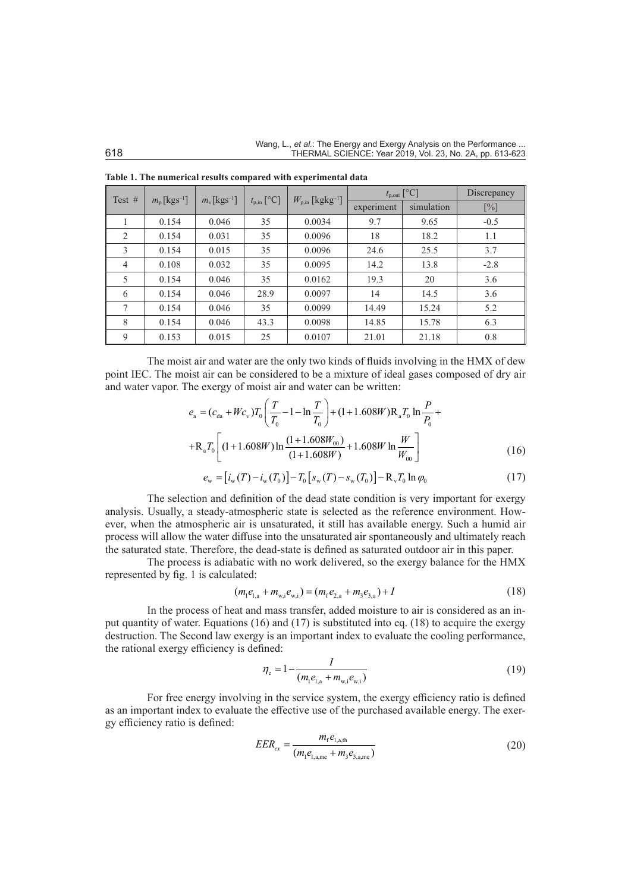**Table 1. The numerical results compared with experimental data**

| Test # | $m_p$ [kgs$^{-1}$] | $m_s$ [kgs$^{-1}$] | $t_{p,in}$ [°C] | $W_{p,in}$ [kgkg$^{-1}$] | $t_{p,out}$ [°C] | | Discrepancy |
|---|---|---|---|---|---|---|---|
| | | | | | experiment | simulation | [%] |
| 1 | 0.154 | 0.046 | 35 | 0.0034 | 9.7 | 9.65 | -0.5 |
| 2 | 0.154 | 0.031 | 35 | 0.0096 | 18 | 18.2 | 1.1 |
| 3 | 0.154 | 0.015 | 35 | 0.0096 | 24.6 | 25.5 | 3.7 |
| 4 | 0.108 | 0.032 | 35 | 0.0095 | 14.2 | 13.8 | -2.8 |
| 5 | 0.154 | 0.046 | 35 | 0.0162 | 19.3 | 20 | 3.6 |
| 6 | 0.154 | 0.046 | 28.9 | 0.0097 | 14 | 14.5 | 3.6 |
| 7 | 0.154 | 0.046 | 35 | 0.0099 | 14.49 | 15.24 | 5.2 |
| 8 | 0.154 | 0.046 | 43.3 | 0.0098 | 14.85 | 15.78 | 6.3 |
| 9 | 0.153 | 0.015 | 25 | 0.0107 | 21.01 | 21.18 | 0.8 |

The moist air and water are the only two kinds of fluids involving in the HMX of dew point IEC. The moist air can be considered to be a mixture of ideal gases composed of dry air and water vapor. The exergy of moist air and water can be written:

$$e_a = (c_{da} + Wc_v)T_0\left(\frac{T}{T_0} - 1 - \ln\frac{T}{T_0}\right) + (1 + 1.608W)R_a T_0 \ln\frac{P}{P_0} +$$
$$+ R_a T_0\left[(1 + 1.608W)\ln\frac{(1 + 1.608W_{00})}{(1 + 1.608W)} + 1.608W\ln\frac{W}{W_{00}}\right] \tag{16}$$

$$e_w = \left[i_w(T) - i_w(T_0)\right] - T_0\left[s_w(T) - s_w(T_0)\right] - R_v T_0 \ln\varphi_0 \tag{17}$$

The selection and definition of the dead state condition is very important for exergy analysis. Usually, a steady-atmospheric state is selected as the reference environment. However, when the atmospheric air is unsaturated, it still has available energy. Such a humid air process will allow the water diffuse into the unsaturated air spontaneously and ultimately reach the saturated state. Therefore, the dead-state is defined as saturated outdoor air in this paper.

The process is adiabatic with no work delivered, so the exergy balance for the HMX represented by fig. 1 is calculated:

$$(m_1 e_{1,a} + m_{w,i} e_{w,i}) = (m_f e_{2,a} + m_3 e_{3,a}) + I \tag{18}$$

In the process of heat and mass transfer, added moisture to air is considered as an input quantity of water. Equations (16) and (17) is substituted into eq. (18) to acquire the exergy destruction. The Second law exergy is an important index to evaluate the cooling performance, the rational exergy efficiency is defined:

$$\eta_e = 1 - \frac{I}{(m_1 e_{1,a} + m_{w,i} e_{w,i})} \tag{19}$$

For free energy involving in the service system, the exergy efficiency ratio is defined as an important index to evaluate the effective use of the purchased available energy. The exergy efficiency ratio is defined:

$$EER_{ex} = \frac{m_f e_{1,a,th}}{(m_1 e_{1,a,me} + m_3 e_{3,a,me})} \tag{20}$$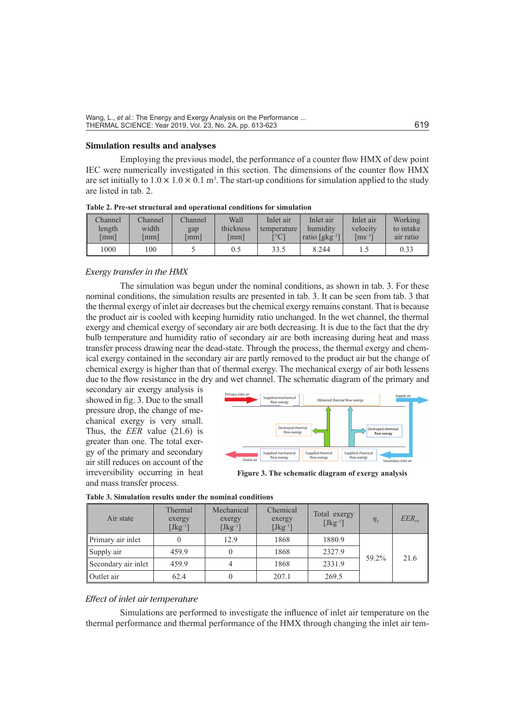## Simulation results and analyses

Employing the previous model, the performance of a counter flow HMX of dew point IEC were numerically investigated in this section. The dimensions of the counter flow HMX are set initially to $1.0 \times 1.0 \times 0.1$ m³. The start-up conditions for simulation applied to the study are listed in tab. 2.

**Table 2. Pre-set structural and operational conditions for simulation**

| Channel length [mm] | Channel width [mm] | Channel gap [mm] | Wall thickness [mm] | Inlet air temperature [°C] | Inlet air humidity ratio [gkg$^{-1}$] | Inlet air velocity [ms$^{-1}$] | Working to intake air ratio |
|---|---|---|---|---|---|---|---|
| 1000 | 100 | 5 | 0.5 | 33.5 | 8.244 | 1.5 | 0.33 |

### *Exergy transfer in the HMX*

The simulation was begun under the nominal conditions, as shown in tab. 3. For these nominal conditions, the simulation results are presented in tab. 3. It can be seen from tab. 3 that the thermal exergy of inlet air decreases but the chemical exergy remains constant. That is because the product air is cooled with keeping humidity ratio unchanged. In the wet channel, the thermal exergy and chemical exergy of secondary air are both decreasing. It is due to the fact that the dry bulb temperature and humidity ratio of secondary air are both increasing during heat and mass transfer process drawing near the dead-state. Through the process, the thermal exergy and chemical exergy contained in the secondary air are partly removed to the product air but the change of chemical exergy is higher than that of thermal exergy. The mechanical exergy of air both lessens due to the flow resistance in the dry and wet channel. The schematic diagram of the primary and secondary air exergy analysis is showed in fig. 3. Due to the small pressure drop, the change of mechanical exergy is very small. Thus, the *EER* value (21.6) is greater than one. The total exergy of the primary and secondary air still reduces on account of the irreversibility occurring in heat and mass transfer process.

Figure 3. The schematic diagram of exergy analysis

**Table 3. Simulation results under the nominal conditions**

| Air state | Thermal exergy [Jkg$^{-1}$] | Mechanical exergy [Jkg$^{-1}$] | Chemical exergy [Jkg$^{-1}$] | Total exergy [Jkg$^{-1}$] | $\eta_e$ | $EER_{ex}$ |
|---|---|---|---|---|---|---|
| Primary air inlet | 0 | 12.9 | 1868 | 1880.9 | 59.2% | 21.6 |
| Supply air | 459.9 | 0 | 1868 | 2327.9 | | |
| Secondary air inlet | 459.9 | 4 | 1868 | 2331.9 | | |
| Outlet air | 62.4 | 0 | 207.1 | 269.5 | | |

### *Effect of inlet air temperature*

Simulations are performed to investigate the influence of inlet air temperature on the thermal performance and thermal performance of the HMX through changing the inlet air tem-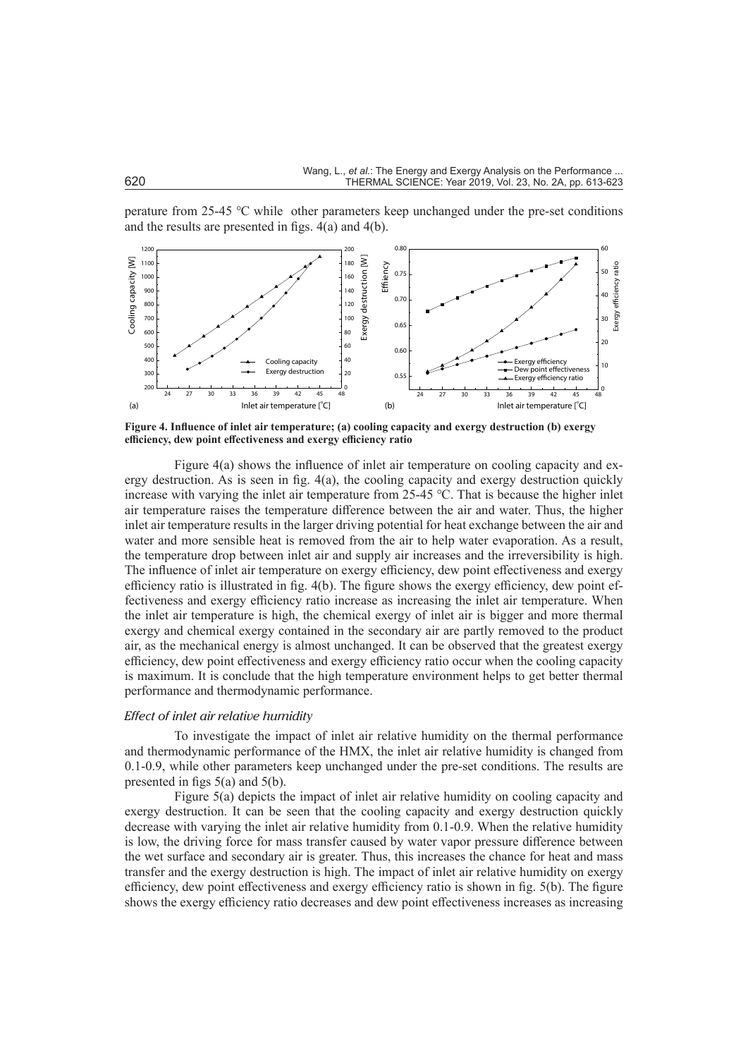perature from 25-45 °C while other parameters keep unchanged under the pre-set conditions and the results are presented in figs. 4(a) and 4(b).

**Figure 4. Influence of inlet air temperature; (a) cooling capacity and exergy destruction (b) exergy efficiency, dew point effectiveness and exergy efficiency ratio**

Figure 4(a) shows the influence of inlet air temperature on cooling capacity and exergy destruction. As is seen in fig. 4(a), the cooling capacity and exergy destruction quickly increase with varying the inlet air temperature from 25-45 °C. That is because the higher inlet air temperature raises the temperature difference between the air and water. Thus, the higher inlet air temperature results in the larger driving potential for heat exchange between the air and water and more sensible heat is removed from the air to help water evaporation. As a result, the temperature drop between inlet air and supply air increases and the irreversibility is high. The influence of inlet air temperature on exergy efficiency, dew point effectiveness and exergy efficiency ratio is illustrated in fig. 4(b). The figure shows the exergy efficiency, dew point effectiveness and exergy efficiency ratio increase as increasing the inlet air temperature. When the inlet air temperature is high, the chemical exergy of inlet air is bigger and more thermal exergy and chemical exergy contained in the secondary air are partly removed to the product air, as the mechanical energy is almost unchanged. It can be observed that the greatest exergy efficiency, dew point effectiveness and exergy efficiency ratio occur when the cooling capacity is maximum. It is conclude that the high temperature environment helps to get better thermal performance and thermodynamic performance.

### *Effect of inlet air relative humidity*

To investigate the impact of inlet air relative humidity on the thermal performance and thermodynamic performance of the HMX, the inlet air relative humidity is changed from 0.1-0.9, while other parameters keep unchanged under the pre-set conditions. The results are presented in figs 5(a) and 5(b).

Figure 5(a) depicts the impact of inlet air relative humidity on cooling capacity and exergy destruction. It can be seen that the cooling capacity and exergy destruction quickly decrease with varying the inlet air relative humidity from 0.1-0.9. When the relative humidity is low, the driving force for mass transfer caused by water vapor pressure difference between the wet surface and secondary air is greater. Thus, this increases the chance for heat and mass transfer and the exergy destruction is high. The impact of inlet air relative humidity on exergy efficiency, dew point effectiveness and exergy efficiency ratio is shown in fig. 5(b). The figure shows the exergy efficiency ratio decreases and dew point effectiveness increases as increasing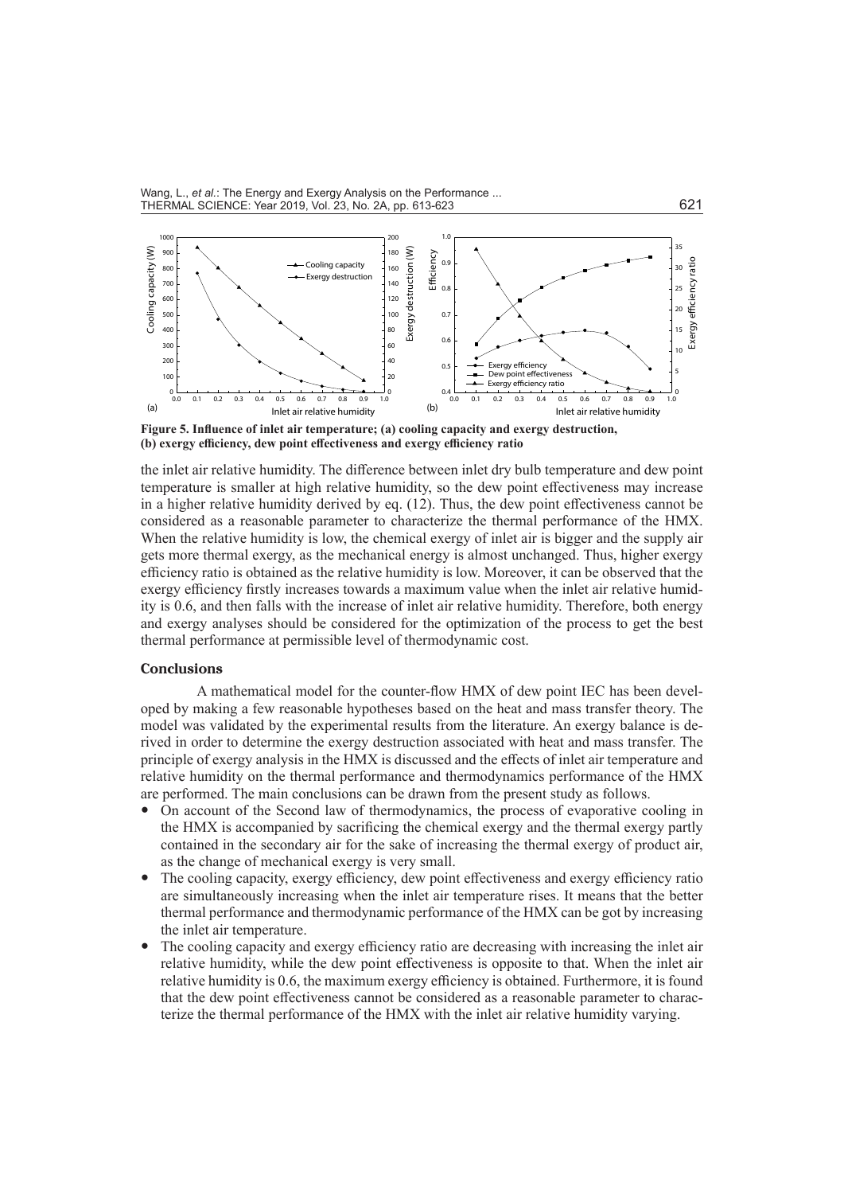**Figure 5. Influence of inlet air temperature; (a) cooling capacity and exergy destruction, (b) exergy efficiency, dew point effectiveness and exergy efficiency ratio**

the inlet air relative humidity. The difference between inlet dry bulb temperature and dew point temperature is smaller at high relative humidity, so the dew point effectiveness may increase in a higher relative humidity derived by eq. (12). Thus, the dew point effectiveness cannot be considered as a reasonable parameter to characterize the thermal performance of the HMX. When the relative humidity is low, the chemical exergy of inlet air is bigger and the supply air gets more thermal exergy, as the mechanical energy is almost unchanged. Thus, higher exergy efficiency ratio is obtained as the relative humidity is low. Moreover, it can be observed that the exergy efficiency firstly increases towards a maximum value when the inlet air relative humidity is 0.6, and then falls with the increase of inlet air relative humidity. Therefore, both energy and exergy analyses should be considered for the optimization of the process to get the best thermal performance at permissible level of thermodynamic cost.

## Conclusions

A mathematical model for the counter-flow HMX of dew point IEC has been developed by making a few reasonable hypotheses based on the heat and mass transfer theory. The model was validated by the experimental results from the literature. An exergy balance is derived in order to determine the exergy destruction associated with heat and mass transfer. The principle of exergy analysis in the HMX is discussed and the effects of inlet air temperature and relative humidity on the thermal performance and thermodynamics performance of the HMX are performed. The main conclusions can be drawn from the present study as follows.

- On account of the Second law of thermodynamics, the process of evaporative cooling in the HMX is accompanied by sacrificing the chemical exergy and the thermal exergy partly contained in the secondary air for the sake of increasing the thermal exergy of product air, as the change of mechanical exergy is very small.
- The cooling capacity, exergy efficiency, dew point effectiveness and exergy efficiency ratio are simultaneously increasing when the inlet air temperature rises. It means that the better thermal performance and thermodynamic performance of the HMX can be got by increasing the inlet air temperature.
- The cooling capacity and exergy efficiency ratio are decreasing with increasing the inlet air relative humidity, while the dew point effectiveness is opposite to that. When the inlet air relative humidity is 0.6, the maximum exergy efficiency is obtained. Furthermore, it is found that the dew point effectiveness cannot be considered as a reasonable parameter to characterize the thermal performance of the HMX with the inlet air relative humidity varying.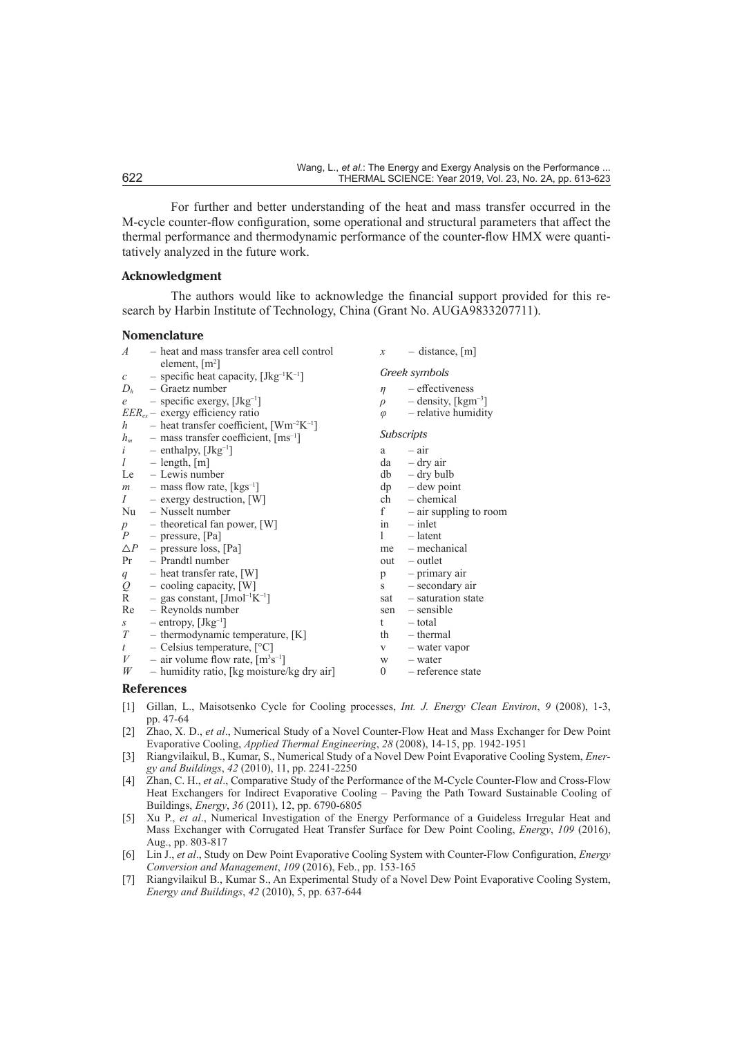For further and better understanding of the heat and mass transfer occurred in the M-cycle counter-flow configuration, some operational and structural parameters that affect the thermal performance and thermodynamic performance of the counter-flow HMX were quantitatively analyzed in the future work.

## Acknowledgment

The authors would like to acknowledge the financial support provided for this research by Harbin Institute of Technology, China (Grant No. AUGA9833207711).

## Nomenclature

$A$ – heat and mass transfer area cell control element, [m$^2$]
$c$ – specific heat capacity, [Jkg$^{-1}$K$^{-1}$]
$D_h$ – Graetz number
$e$ – specific exergy, [Jkg$^{-1}$]
$EER_{ex}$ – exergy efficiency ratio
$h$ – heat transfer coefficient, [Wm$^{-2}$K$^{-1}$]
$h_m$ – mass transfer coefficient, [ms$^{-1}$]
$i$ – enthalpy, [Jkg$^{-1}$]
$l$ – length, [m]
Le – Lewis number
$m$ – mass flow rate, [kgs$^{-1}$]
$I$ – exergy destruction, [W]
Nu – Nusselt number
$p$ – theoretical fan power, [W]
$P$ – pressure, [Pa]
$\triangle P$ – pressure loss, [Pa]
Pr – Prandtl number
$q$ – heat transfer rate, [W]
$Q$ – cooling capacity, [W]
R – gas constant, [Jmol$^{-1}$K$^{-1}$]
Re – Reynolds number
$s$ – entropy, [Jkg$^{-1}$]
$T$ – thermodynamic temperature, [K]
$t$ – Celsius temperature, [°C]
$V$ – air volume flow rate, [m$^3$s$^{-1}$]
$W$ – humidity ratio, [kg moisture/kg dry air]
$x$ – distance, [m]

*Greek symbols*

$\eta$ – effectiveness
$\rho$ – density, [kgm$^{-3}$]
$\varphi$ – relative humidity

*Subscripts*

a – air
da – dry air
db – dry bulb
dp – dew point
ch – chemical
f – air suppling to room
in – inlet
l – latent
me – mechanical
out – outlet
p – primary air
s – secondary air
sat – saturation state
sen – sensible
t – total
th – thermal
v – water vapor
w – water
0 – reference state

## References

[1] Gillan, L., Maisotsenko Cycle for Cooling processes, *Int. J. Energy Clean Environ*, *9* (2008), 1-3, pp. 47-64
[2] Zhao, X. D., *et al*., Numerical Study of a Novel Counter-Flow Heat and Mass Exchanger for Dew Point Evaporative Cooling, *Applied Thermal Engineering*, *28* (2008), 14-15, pp. 1942-1951
[3] Riangvilaikul, B., Kumar, S., Numerical Study of a Novel Dew Point Evaporative Cooling System, *Energy and Buildings*, *42* (2010), 11, pp. 2241-2250
[4] Zhan, C. H., *et al*., Comparative Study of the Performance of the M-Cycle Counter-Flow and Cross-Flow Heat Exchangers for Indirect Evaporative Cooling – Paving the Path Toward Sustainable Cooling of Buildings, *Energy*, *36* (2011), 12, pp. 6790-6805
[5] Xu P., *et al*., Numerical Investigation of the Energy Performance of a Guideless Irregular Heat and Mass Exchanger with Corrugated Heat Transfer Surface for Dew Point Cooling, *Energy*, *109* (2016), Aug., pp. 803-817
[6] Lin J., *et al*., Study on Dew Point Evaporative Cooling System with Counter-Flow Configuration, *Energy Conversion and Management*, *109* (2016), Feb., pp. 153-165
[7] Riangvilaikul B., Kumar S., An Experimental Study of a Novel Dew Point Evaporative Cooling System, *Energy and Buildings*, *42* (2010), 5, pp. 637-644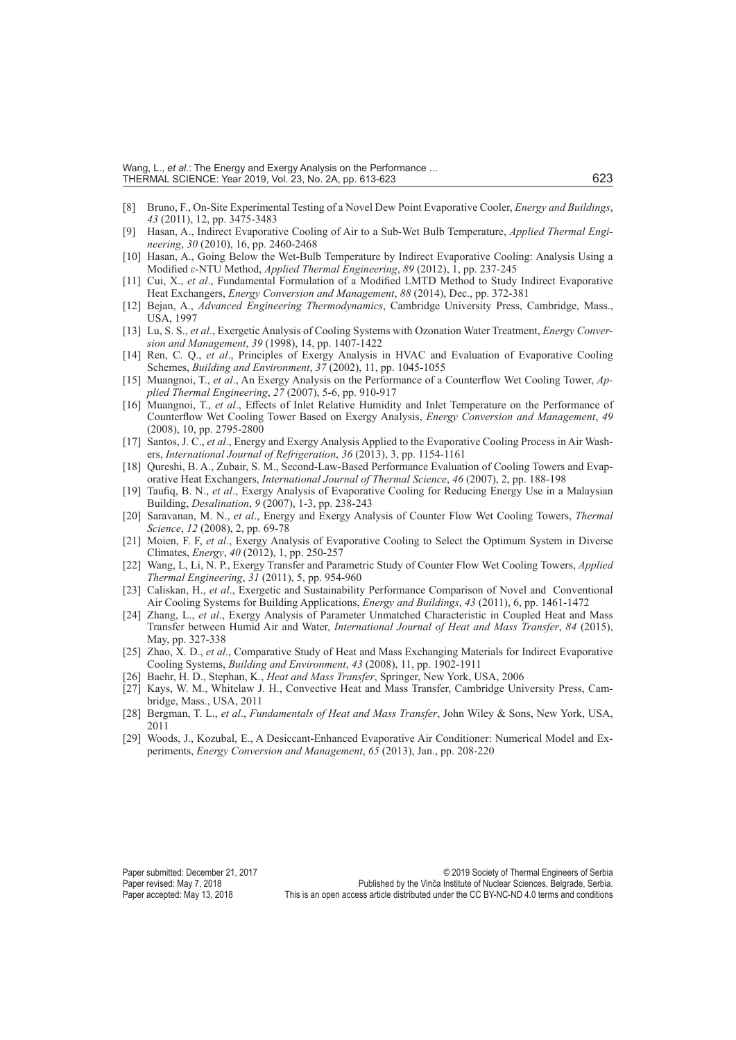[8] Bruno, F., On-Site Experimental Testing of a Novel Dew Point Evaporative Cooler, *Energy and Buildings*, *43* (2011), 12, pp. 3475-3483

[9] Hasan, A., Indirect Evaporative Cooling of Air to a Sub-Wet Bulb Temperature, *Applied Thermal Engineering*, *30* (2010), 16, pp. 2460-2468

[10] Hasan, A., Going Below the Wet-Bulb Temperature by Indirect Evaporative Cooling: Analysis Using a Modified $\varepsilon$-NTU Method, *Applied Thermal Engineering*, *89* (2012), 1, pp. 237-245

[11] Cui, X., *et al*., Fundamental Formulation of a Modified LMTD Method to Study Indirect Evaporative Heat Exchangers, *Energy Conversion and Management*, *88* (2014), Dec., pp. 372-381

[12] Bejan, A., *Advanced Engineering Thermodynamics*, Cambridge University Press, Cambridge, Mass., USA, 1997

[13] Lu, S. S., *et al*., Exergetic Analysis of Cooling Systems with Ozonation Water Treatment, *Energy Conversion and Management*, *39* (1998), 14, pp. 1407-1422

[14] Ren, C. Q., *et al*., Principles of Exergy Analysis in HVAC and Evaluation of Evaporative Cooling Schemes, *Building and Environment*, *37* (2002), 11, pp. 1045-1055

[15] Muangnoi, T., *et al*., An Exergy Analysis on the Performance of a Counterflow Wet Cooling Tower, *Applied Thermal Engineering*, *27* (2007), 5-6, pp. 910-917

[16] Muangnoi, T., *et al*., Effects of Inlet Relative Humidity and Inlet Temperature on the Performance of Counterflow Wet Cooling Tower Based on Exergy Analysis, *Energy Conversion and Management*, *49* (2008), 10, pp. 2795-2800

[17] Santos, J. C., *et al*., Energy and Exergy Analysis Applied to the Evaporative Cooling Process in Air Washers, *International Journal of Refrigeration*, *36* (2013), 3, pp. 1154-1161

[18] Qureshi, B. A., Zubair, S. M., Second-Law-Based Performance Evaluation of Cooling Towers and Evaporative Heat Exchangers, *International Journal of Thermal Science*, *46* (2007), 2, pp. 188-198

[19] Taufiq, B. N., *et al*., Exergy Analysis of Evaporative Cooling for Reducing Energy Use in a Malaysian Building, *Desalination*, *9* (2007), 1-3, pp. 238-243

[20] Saravanan, M. N., *et al*., Energy and Exergy Analysis of Counter Flow Wet Cooling Towers, *Thermal Science*, *12* (2008), 2, pp. 69-78

[21] Moien, F. F, *et al*., Exergy Analysis of Evaporative Cooling to Select the Optimum System in Diverse Climates, *Energy*, *40* (2012), 1, pp. 250-257

[22] Wang, L, Li, N. P., Exergy Transfer and Parametric Study of Counter Flow Wet Cooling Towers, *Applied Thermal Engineering*, *31* (2011), 5, pp. 954-960

[23] Caliskan, H., *et al*., Exergetic and Sustainability Performance Comparison of Novel and Conventional Air Cooling Systems for Building Applications, *Energy and Buildings*, *43* (2011), 6, pp. 1461-1472

[24] Zhang, L., *et al*., Exergy Analysis of Parameter Unmatched Characteristic in Coupled Heat and Mass Transfer between Humid Air and Water, *International Journal of Heat and Mass Transfer*, *84* (2015), May, pp. 327-338

[25] Zhao, X. D., *et al*., Comparative Study of Heat and Mass Exchanging Materials for Indirect Evaporative Cooling Systems, *Building and Environment*, *43* (2008), 11, pp. 1902-1911

[26] Baehr, H. D., Stephan, K., *Heat and Mass Transfer*, Springer, New York, USA, 2006

[27] Kays, W. M., Whitelaw J. H., Convective Heat and Mass Transfer, Cambridge University Press, Cambridge, Mass., USA, 2011

[28] Bergman, T. L., *et al*., *Fundamentals of Heat and Mass Transfer*, John Wiley & Sons, New York, USA, 2011

[29] Woods, J., Kozubal, E., A Desiccant-Enhanced Evaporative Air Conditioner: Numerical Model and Experiments, *Energy Conversion and Management*, *65* (2013), Jan., pp. 208-220

Paper submitted: December 21, 2017
Paper revised: May 7, 2018
Paper accepted: May 13, 2018

© 2019 Society of Thermal Engineers of Serbia
Published by the Vinča Institute of Nuclear Sciences, Belgrade, Serbia.
This is an open access article distributed under the CC BY-NC-ND 4.0 terms and conditions